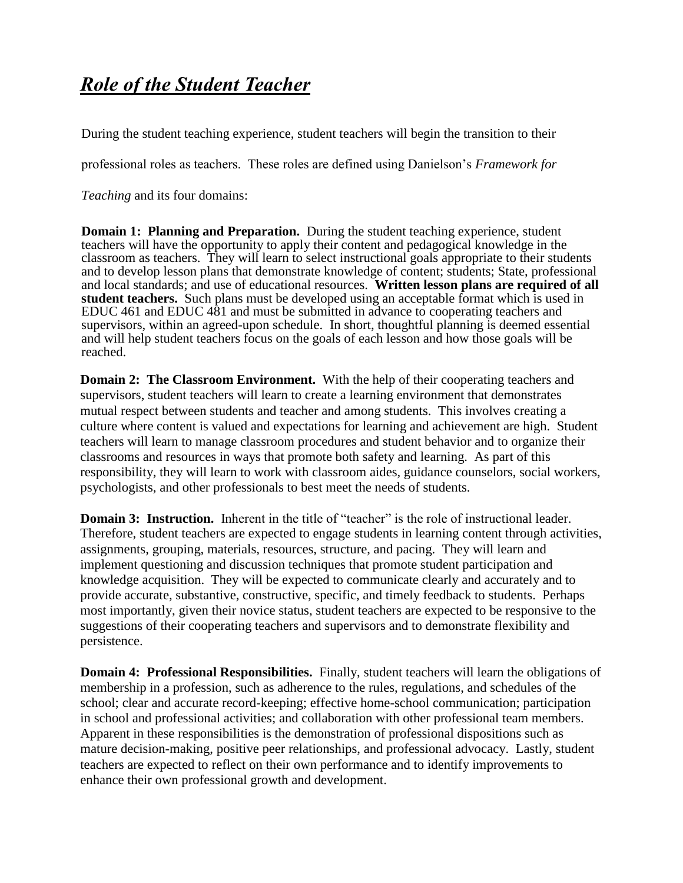# ***Role of the Student Teacher***

During the student teaching experience, student teachers will begin the transition to their professional roles as teachers. These roles are defined using Danielson's *Framework for Teaching* and its four domains:

**Domain 1: Planning and Preparation.** During the student teaching experience, student teachers will have the opportunity to apply their content and pedagogical knowledge in the classroom as teachers. They will learn to select instructional goals appropriate to their students and to develop lesson plans that demonstrate knowledge of content; students; State, professional and local standards; and use of educational resources. **Written lesson plans are required of all student teachers.** Such plans must be developed using an acceptable format which is used in EDUC 461 and EDUC 481 and must be submitted in advance to cooperating teachers and supervisors, within an agreed-upon schedule. In short, thoughtful planning is deemed essential and will help student teachers focus on the goals of each lesson and how those goals will be reached.

**Domain 2: The Classroom Environment.** With the help of their cooperating teachers and supervisors, student teachers will learn to create a learning environment that demonstrates mutual respect between students and teacher and among students. This involves creating a culture where content is valued and expectations for learning and achievement are high. Student teachers will learn to manage classroom procedures and student behavior and to organize their classrooms and resources in ways that promote both safety and learning. As part of this responsibility, they will learn to work with classroom aides, guidance counselors, social workers, psychologists, and other professionals to best meet the needs of students.

**Domain 3: Instruction.** Inherent in the title of "teacher" is the role of instructional leader. Therefore, student teachers are expected to engage students in learning content through activities, assignments, grouping, materials, resources, structure, and pacing. They will learn and implement questioning and discussion techniques that promote student participation and knowledge acquisition. They will be expected to communicate clearly and accurately and to provide accurate, substantive, constructive, specific, and timely feedback to students. Perhaps most importantly, given their novice status, student teachers are expected to be responsive to the suggestions of their cooperating teachers and supervisors and to demonstrate flexibility and persistence.

**Domain 4: Professional Responsibilities.** Finally, student teachers will learn the obligations of membership in a profession, such as adherence to the rules, regulations, and schedules of the school; clear and accurate record-keeping; effective home-school communication; participation in school and professional activities; and collaboration with other professional team members. Apparent in these responsibilities is the demonstration of professional dispositions such as mature decision-making, positive peer relationships, and professional advocacy. Lastly, student teachers are expected to reflect on their own performance and to identify improvements to enhance their own professional growth and development.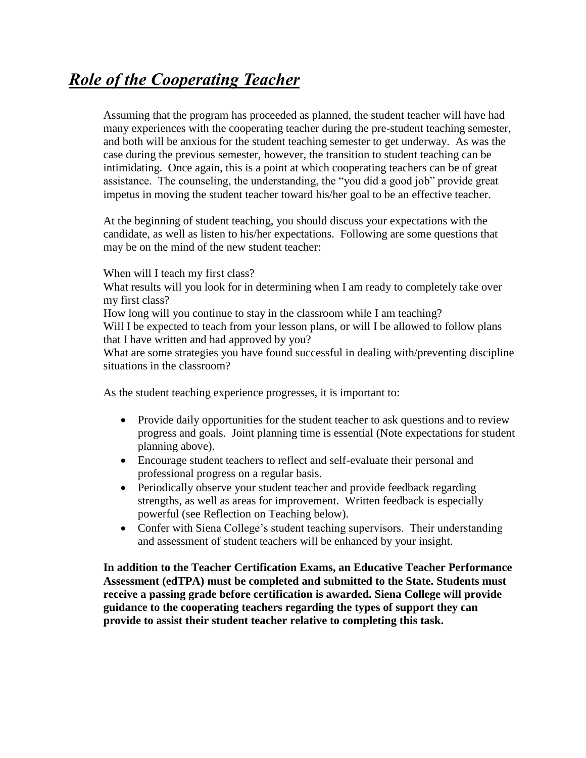# ***Role of the Cooperating Teacher***

Assuming that the program has proceeded as planned, the student teacher will have had many experiences with the cooperating teacher during the pre-student teaching semester, and both will be anxious for the student teaching semester to get underway. As was the case during the previous semester, however, the transition to student teaching can be intimidating. Once again, this is a point at which cooperating teachers can be of great assistance. The counseling, the understanding, the "you did a good job" provide great impetus in moving the student teacher toward his/her goal to be an effective teacher.

At the beginning of student teaching, you should discuss your expectations with the candidate, as well as listen to his/her expectations. Following are some questions that may be on the mind of the new student teacher:

When will I teach my first class?
What results will you look for in determining when I am ready to completely take over my first class?
How long will you continue to stay in the classroom while I am teaching?
Will I be expected to teach from your lesson plans, or will I be allowed to follow plans that I have written and had approved by you?
What are some strategies you have found successful in dealing with/preventing discipline situations in the classroom?

As the student teaching experience progresses, it is important to:

- Provide daily opportunities for the student teacher to ask questions and to review progress and goals. Joint planning time is essential (Note expectations for student planning above).
- Encourage student teachers to reflect and self-evaluate their personal and professional progress on a regular basis.
- Periodically observe your student teacher and provide feedback regarding strengths, as well as areas for improvement. Written feedback is especially powerful (see Reflection on Teaching below).
- Confer with Siena College's student teaching supervisors. Their understanding and assessment of student teachers will be enhanced by your insight.

**In addition to the Teacher Certification Exams, an Educative Teacher Performance Assessment (edTPA) must be completed and submitted to the State. Students must receive a passing grade before certification is awarded. Siena College will provide guidance to the cooperating teachers regarding the types of support they can provide to assist their student teacher relative to completing this task.**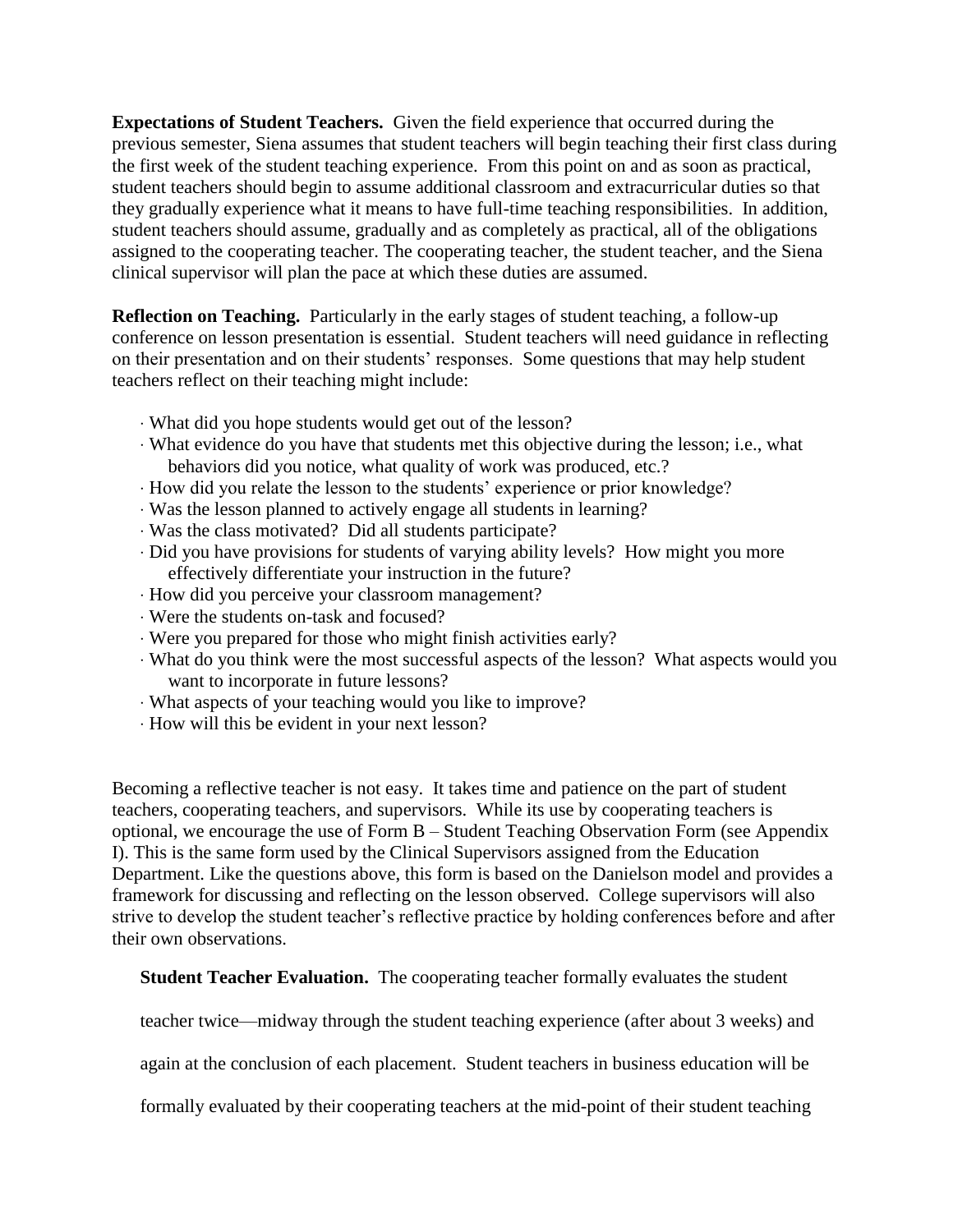**Expectations of Student Teachers.** Given the field experience that occurred during the previous semester, Siena assumes that student teachers will begin teaching their first class during the first week of the student teaching experience. From this point on and as soon as practical, student teachers should begin to assume additional classroom and extracurricular duties so that they gradually experience what it means to have full-time teaching responsibilities. In addition, student teachers should assume, gradually and as completely as practical, all of the obligations assigned to the cooperating teacher. The cooperating teacher, the student teacher, and the Siena clinical supervisor will plan the pace at which these duties are assumed.

**Reflection on Teaching.** Particularly in the early stages of student teaching, a follow-up conference on lesson presentation is essential. Student teachers will need guidance in reflecting on their presentation and on their students' responses. Some questions that may help student teachers reflect on their teaching might include:

- What did you hope students would get out of the lesson?
- What evidence do you have that students met this objective during the lesson; i.e., what behaviors did you notice, what quality of work was produced, etc.?
- How did you relate the lesson to the students' experience or prior knowledge?
- Was the lesson planned to actively engage all students in learning?
- Was the class motivated? Did all students participate?
- Did you have provisions for students of varying ability levels? How might you more effectively differentiate your instruction in the future?
- How did you perceive your classroom management?
- Were the students on-task and focused?
- Were you prepared for those who might finish activities early?
- What do you think were the most successful aspects of the lesson? What aspects would you want to incorporate in future lessons?
- What aspects of your teaching would you like to improve?
- How will this be evident in your next lesson?

Becoming a reflective teacher is not easy. It takes time and patience on the part of student teachers, cooperating teachers, and supervisors. While its use by cooperating teachers is optional, we encourage the use of Form B – Student Teaching Observation Form (see Appendix I). This is the same form used by the Clinical Supervisors assigned from the Education Department. Like the questions above, this form is based on the Danielson model and provides a framework for discussing and reflecting on the lesson observed. College supervisors will also strive to develop the student teacher's reflective practice by holding conferences before and after their own observations.

**Student Teacher Evaluation.** The cooperating teacher formally evaluates the student teacher twice—midway through the student teaching experience (after about 3 weeks) and again at the conclusion of each placement. Student teachers in business education will be formally evaluated by their cooperating teachers at the mid-point of their student teaching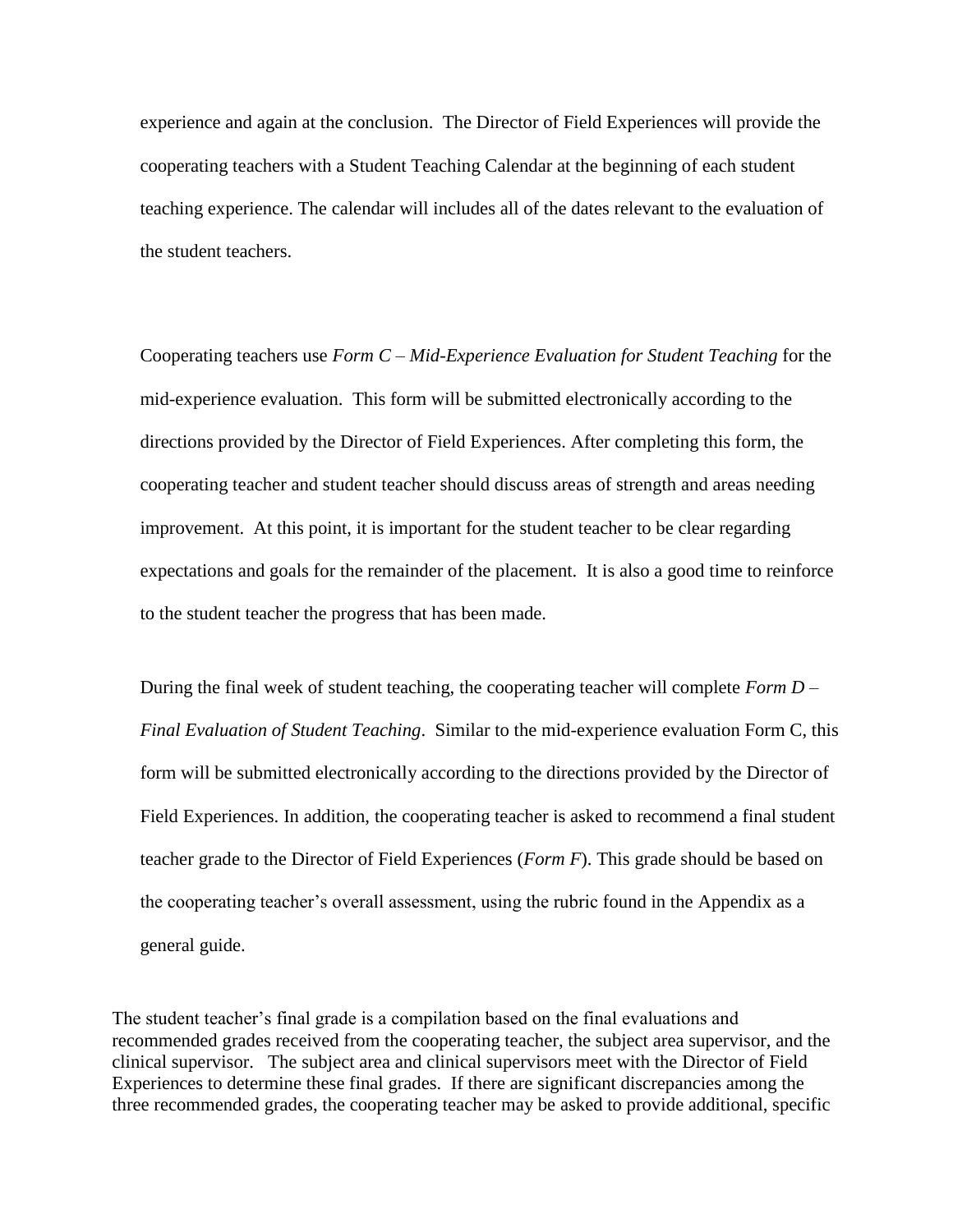experience and again at the conclusion. The Director of Field Experiences will provide the cooperating teachers with a Student Teaching Calendar at the beginning of each student teaching experience. The calendar will includes all of the dates relevant to the evaluation of the student teachers.

Cooperating teachers use *Form C – Mid-Experience Evaluation for Student Teaching* for the mid-experience evaluation. This form will be submitted electronically according to the directions provided by the Director of Field Experiences. After completing this form, the cooperating teacher and student teacher should discuss areas of strength and areas needing improvement. At this point, it is important for the student teacher to be clear regarding expectations and goals for the remainder of the placement. It is also a good time to reinforce to the student teacher the progress that has been made.

During the final week of student teaching, the cooperating teacher will complete *Form D – Final Evaluation of Student Teaching*. Similar to the mid-experience evaluation Form C, this form will be submitted electronically according to the directions provided by the Director of Field Experiences. In addition, the cooperating teacher is asked to recommend a final student teacher grade to the Director of Field Experiences (*Form F*). This grade should be based on the cooperating teacher's overall assessment, using the rubric found in the Appendix as a general guide.

The student teacher's final grade is a compilation based on the final evaluations and recommended grades received from the cooperating teacher, the subject area supervisor, and the clinical supervisor. The subject area and clinical supervisors meet with the Director of Field Experiences to determine these final grades. If there are significant discrepancies among the three recommended grades, the cooperating teacher may be asked to provide additional, specific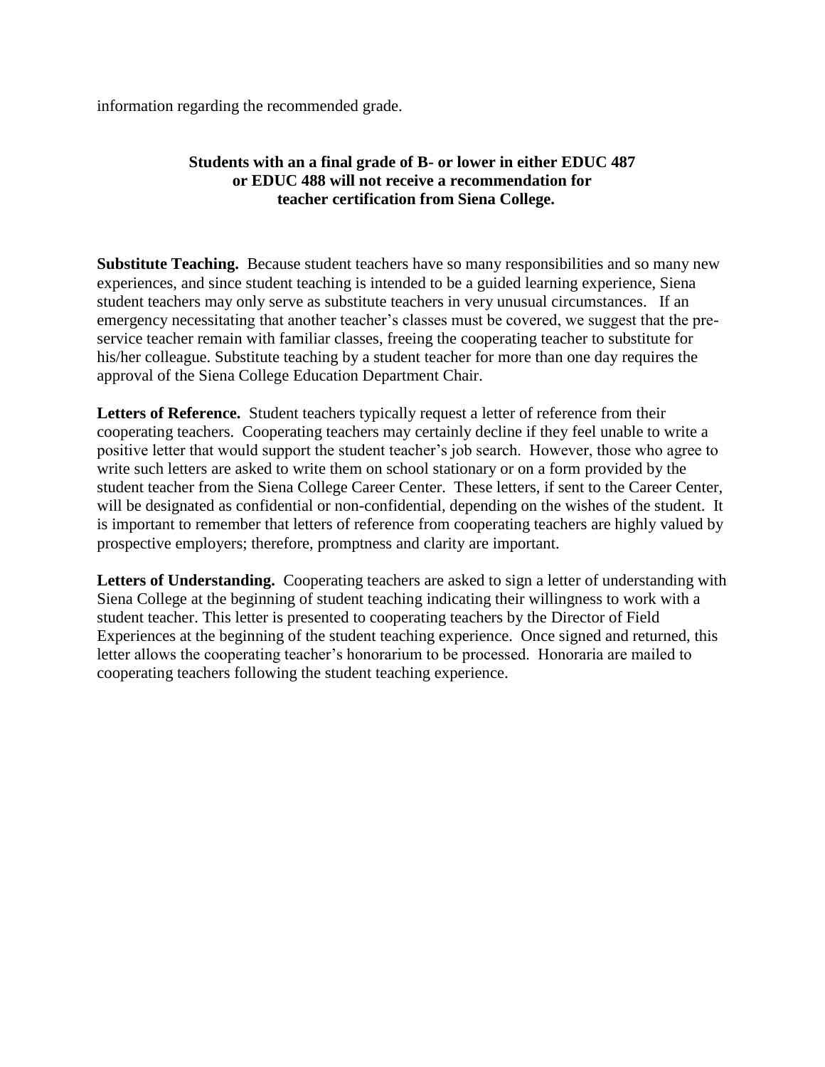information regarding the recommended grade.

**Students with an a final grade of B- or lower in either EDUC 487 or EDUC 488 will not receive a recommendation for teacher certification from Siena College.**

**Substitute Teaching.** Because student teachers have so many responsibilities and so many new experiences, and since student teaching is intended to be a guided learning experience, Siena student teachers may only serve as substitute teachers in very unusual circumstances. If an emergency necessitating that another teacher's classes must be covered, we suggest that the pre-service teacher remain with familiar classes, freeing the cooperating teacher to substitute for his/her colleague. Substitute teaching by a student teacher for more than one day requires the approval of the Siena College Education Department Chair.

**Letters of Reference.** Student teachers typically request a letter of reference from their cooperating teachers. Cooperating teachers may certainly decline if they feel unable to write a positive letter that would support the student teacher's job search. However, those who agree to write such letters are asked to write them on school stationary or on a form provided by the student teacher from the Siena College Career Center. These letters, if sent to the Career Center, will be designated as confidential or non-confidential, depending on the wishes of the student. It is important to remember that letters of reference from cooperating teachers are highly valued by prospective employers; therefore, promptness and clarity are important.

**Letters of Understanding.** Cooperating teachers are asked to sign a letter of understanding with Siena College at the beginning of student teaching indicating their willingness to work with a student teacher. This letter is presented to cooperating teachers by the Director of Field Experiences at the beginning of the student teaching experience. Once signed and returned, this letter allows the cooperating teacher's honorarium to be processed. Honoraria are mailed to cooperating teachers following the student teaching experience.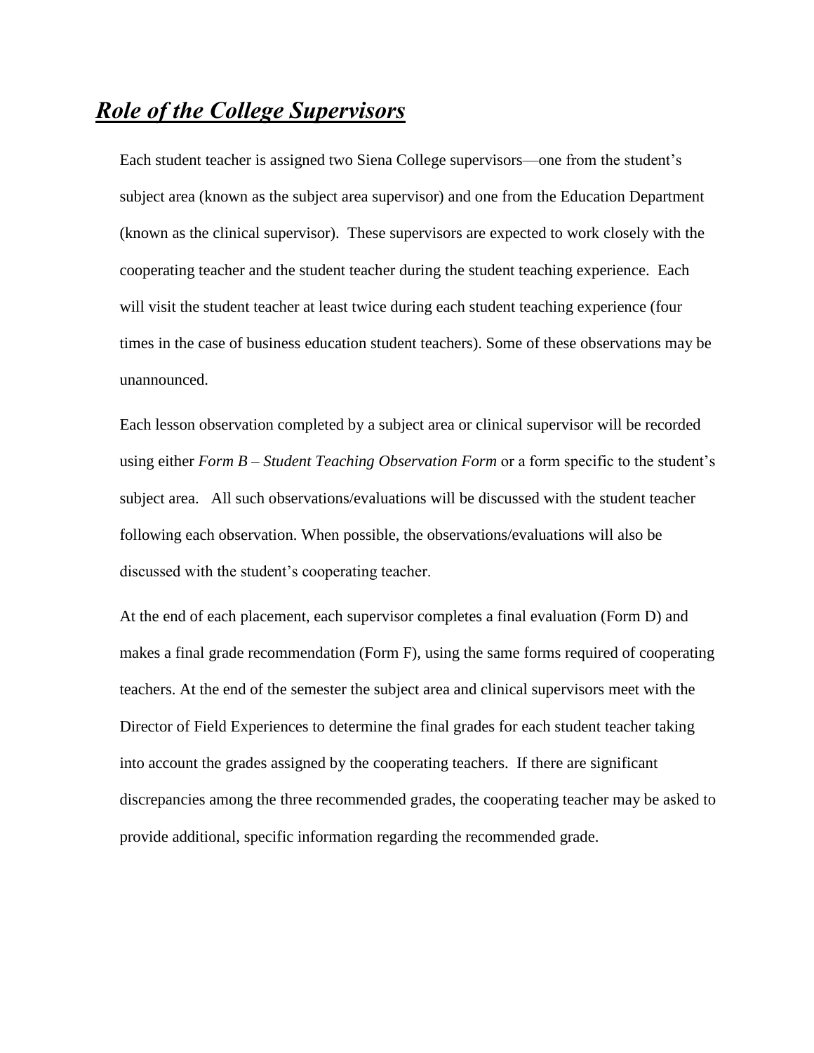## ***Role of the College Supervisors***

Each student teacher is assigned two Siena College supervisors—one from the student's subject area (known as the subject area supervisor) and one from the Education Department (known as the clinical supervisor). These supervisors are expected to work closely with the cooperating teacher and the student teacher during the student teaching experience. Each will visit the student teacher at least twice during each student teaching experience (four times in the case of business education student teachers). Some of these observations may be unannounced.

Each lesson observation completed by a subject area or clinical supervisor will be recorded using either *Form B – Student Teaching Observation Form* or a form specific to the student's subject area. All such observations/evaluations will be discussed with the student teacher following each observation. When possible, the observations/evaluations will also be discussed with the student's cooperating teacher.

At the end of each placement, each supervisor completes a final evaluation (Form D) and makes a final grade recommendation (Form F), using the same forms required of cooperating teachers. At the end of the semester the subject area and clinical supervisors meet with the Director of Field Experiences to determine the final grades for each student teacher taking into account the grades assigned by the cooperating teachers. If there are significant discrepancies among the three recommended grades, the cooperating teacher may be asked to provide additional, specific information regarding the recommended grade.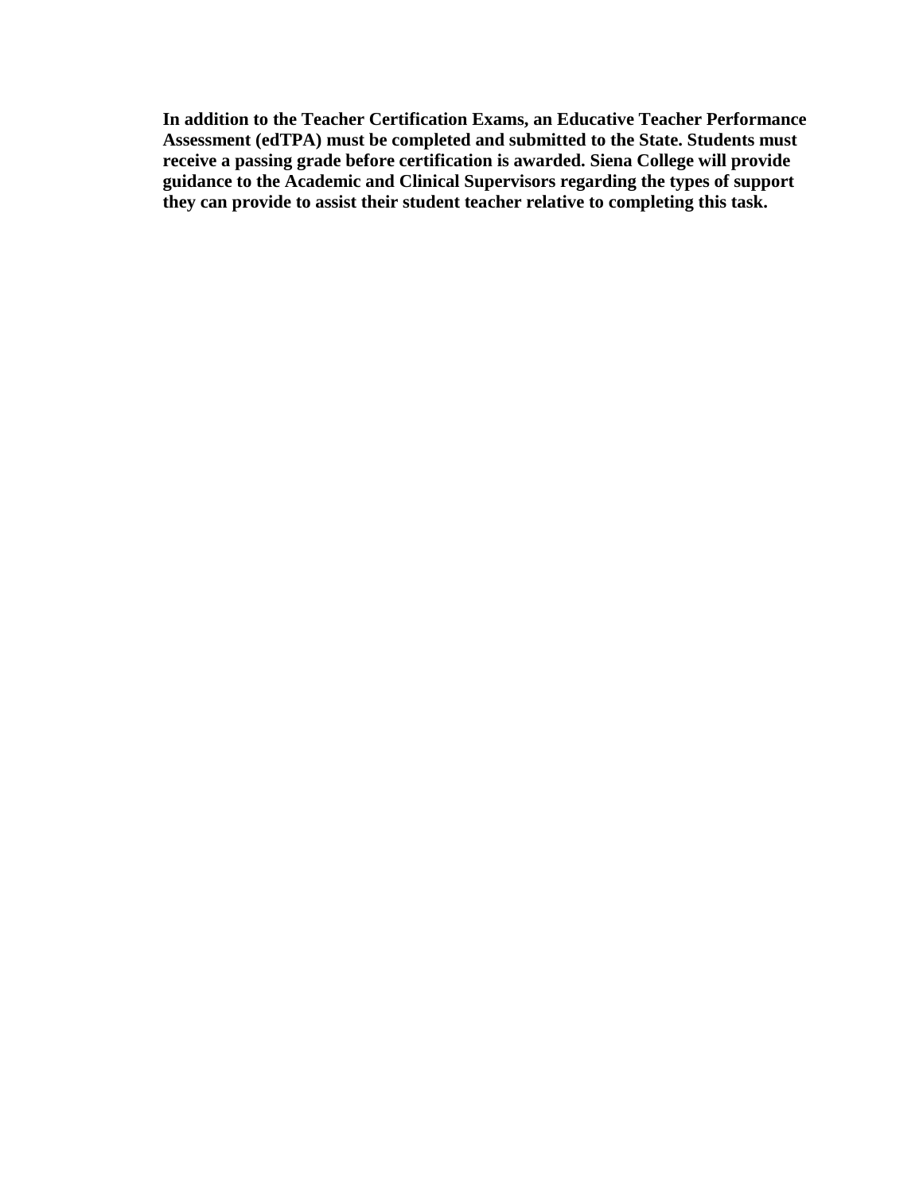**In addition to the Teacher Certification Exams, an Educative Teacher Performance Assessment (edTPA) must be completed and submitted to the State. Students must receive a passing grade before certification is awarded. Siena College will provide guidance to the Academic and Clinical Supervisors regarding the types of support they can provide to assist their student teacher relative to completing this task.**